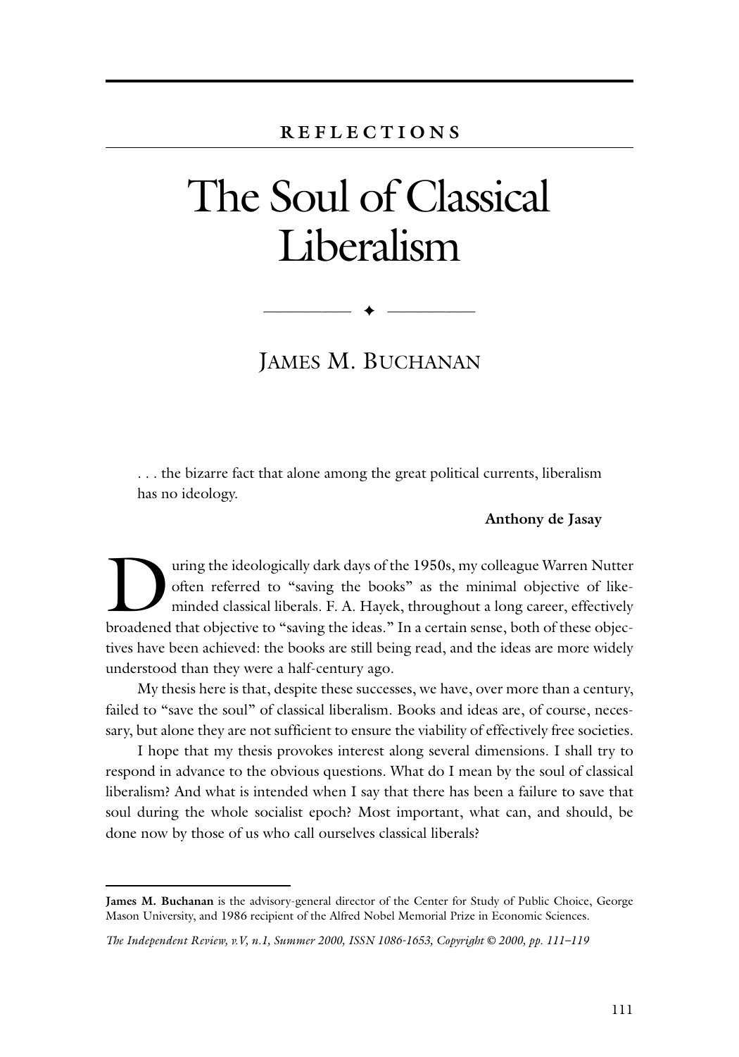**REFLECTIONS**

# The Soul of Classical Liberalism

JAMES M. BUCHANAN

> . . . the bizarre fact that alone among the great political currents, liberalism has no ideology.
>
> **Anthony de Jasay**

During the ideologically dark days of the 1950s, my colleague Warren Nutter often referred to "saving the books" as the minimal objective of like-minded classical liberals. F. A. Hayek, throughout a long career, effectively broadened that objective to "saving the ideas." In a certain sense, both of these objectives have been achieved: the books are still being read, and the ideas are more widely understood than they were a half-century ago.

My thesis here is that, despite these successes, we have, over more than a century, failed to "save the soul" of classical liberalism. Books and ideas are, of course, necessary, but alone they are not sufficient to ensure the viability of effectively free societies.

I hope that my thesis provokes interest along several dimensions. I shall try to respond in advance to the obvious questions. What do I mean by the soul of classical liberalism? And what is intended when I say that there has been a failure to save that soul during the whole socialist epoch? Most important, what can, and should, be done now by those of us who call ourselves classical liberals?

---

**James M. Buchanan** is the advisory-general director of the Center for Study of Public Choice, George Mason University, and 1986 recipient of the Alfred Nobel Memorial Prize in Economic Sciences.

*The Independent Review, v.V, n.1, Summer 2000, ISSN 1086-1653, Copyright © 2000, pp. 111–119*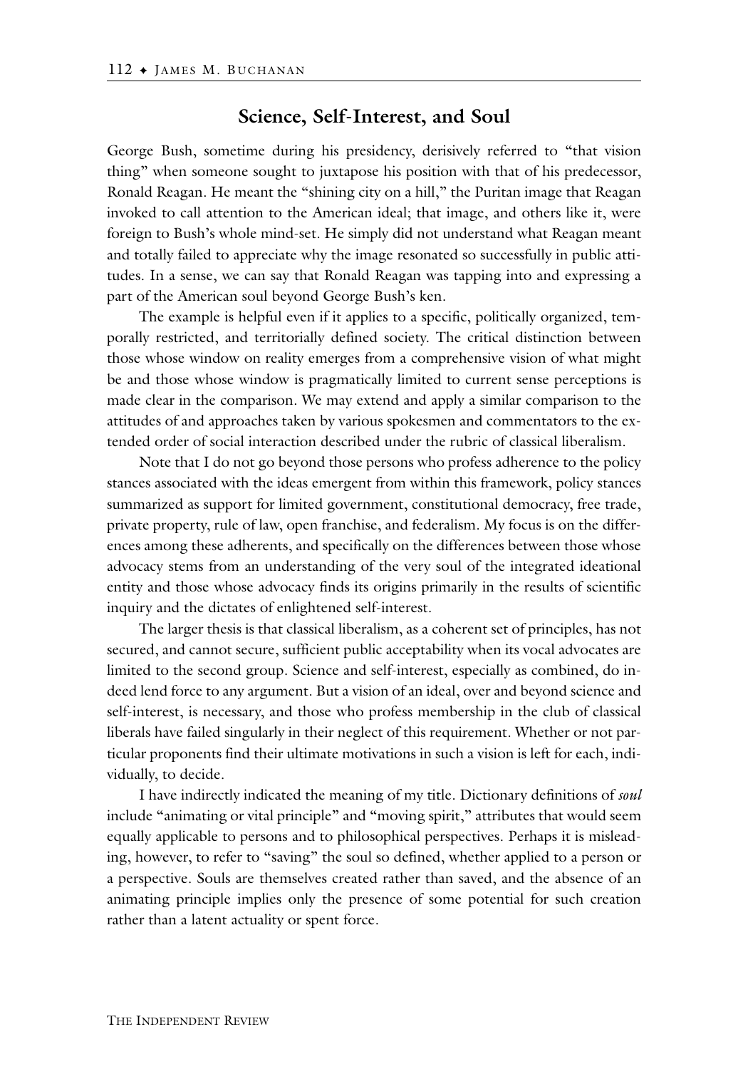## Science, Self-Interest, and Soul

George Bush, sometime during his presidency, derisively referred to "that vision thing" when someone sought to juxtapose his position with that of his predecessor, Ronald Reagan. He meant the "shining city on a hill," the Puritan image that Reagan invoked to call attention to the American ideal; that image, and others like it, were foreign to Bush's whole mind-set. He simply did not understand what Reagan meant and totally failed to appreciate why the image resonated so successfully in public attitudes. In a sense, we can say that Ronald Reagan was tapping into and expressing a part of the American soul beyond George Bush's ken.

The example is helpful even if it applies to a specific, politically organized, temporally restricted, and territorially defined society. The critical distinction between those whose window on reality emerges from a comprehensive vision of what might be and those whose window is pragmatically limited to current sense perceptions is made clear in the comparison. We may extend and apply a similar comparison to the attitudes of and approaches taken by various spokesmen and commentators to the extended order of social interaction described under the rubric of classical liberalism.

Note that I do not go beyond those persons who profess adherence to the policy stances associated with the ideas emergent from within this framework, policy stances summarized as support for limited government, constitutional democracy, free trade, private property, rule of law, open franchise, and federalism. My focus is on the differences among these adherents, and specifically on the differences between those whose advocacy stems from an understanding of the very soul of the integrated ideational entity and those whose advocacy finds its origins primarily in the results of scientific inquiry and the dictates of enlightened self-interest.

The larger thesis is that classical liberalism, as a coherent set of principles, has not secured, and cannot secure, sufficient public acceptability when its vocal advocates are limited to the second group. Science and self-interest, especially as combined, do indeed lend force to any argument. But a vision of an ideal, over and beyond science and self-interest, is necessary, and those who profess membership in the club of classical liberals have failed singularly in their neglect of this requirement. Whether or not particular proponents find their ultimate motivations in such a vision is left for each, individually, to decide.

I have indirectly indicated the meaning of my title. Dictionary definitions of *soul* include "animating or vital principle" and "moving spirit," attributes that would seem equally applicable to persons and to philosophical perspectives. Perhaps it is misleading, however, to refer to "saving" the soul so defined, whether applied to a person or a perspective. Souls are themselves created rather than saved, and the absence of an animating principle implies only the presence of some potential for such creation rather than a latent actuality or spent force.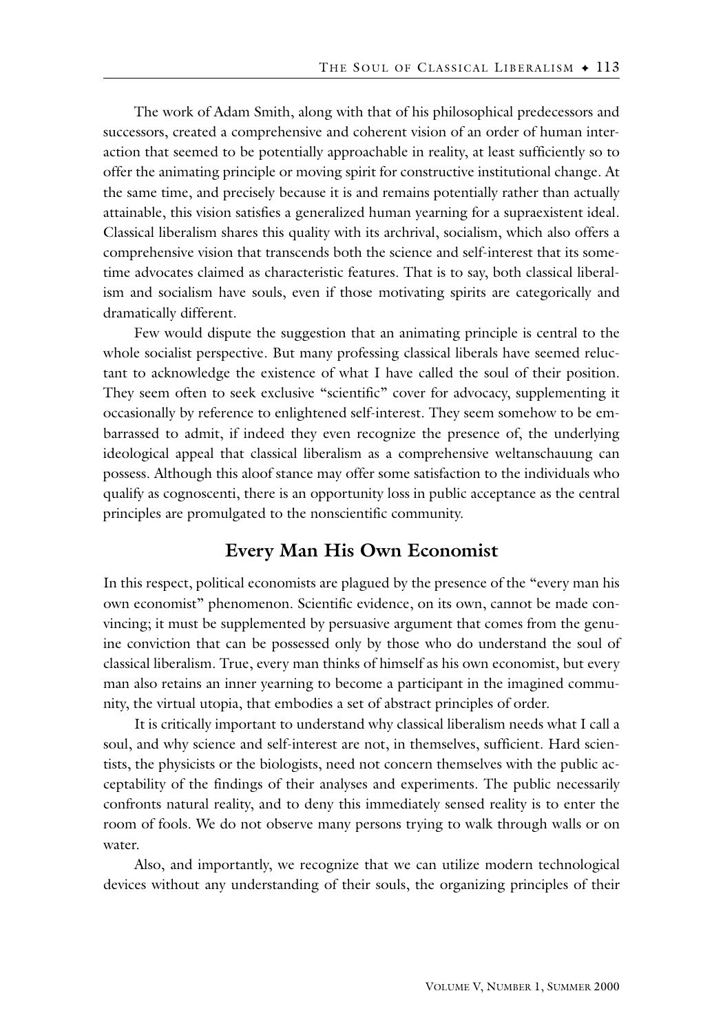The work of Adam Smith, along with that of his philosophical predecessors and successors, created a comprehensive and coherent vision of an order of human interaction that seemed to be potentially approachable in reality, at least sufficiently so to offer the animating principle or moving spirit for constructive institutional change. At the same time, and precisely because it is and remains potentially rather than actually attainable, this vision satisfies a generalized human yearning for a supraexistent ideal. Classical liberalism shares this quality with its archrival, socialism, which also offers a comprehensive vision that transcends both the science and self-interest that its sometime advocates claimed as characteristic features. That is to say, both classical liberalism and socialism have souls, even if those motivating spirits are categorically and dramatically different.

Few would dispute the suggestion that an animating principle is central to the whole socialist perspective. But many professing classical liberals have seemed reluctant to acknowledge the existence of what I have called the soul of their position. They seem often to seek exclusive "scientific" cover for advocacy, supplementing it occasionally by reference to enlightened self-interest. They seem somehow to be embarrassed to admit, if indeed they even recognize the presence of, the underlying ideological appeal that classical liberalism as a comprehensive weltanschauung can possess. Although this aloof stance may offer some satisfaction to the individuals who qualify as cognoscenti, there is an opportunity loss in public acceptance as the central principles are promulgated to the nonscientific community.

## Every Man His Own Economist

In this respect, political economists are plagued by the presence of the "every man his own economist" phenomenon. Scientific evidence, on its own, cannot be made convincing; it must be supplemented by persuasive argument that comes from the genuine conviction that can be possessed only by those who do understand the soul of classical liberalism. True, every man thinks of himself as his own economist, but every man also retains an inner yearning to become a participant in the imagined community, the virtual utopia, that embodies a set of abstract principles of order.

It is critically important to understand why classical liberalism needs what I call a soul, and why science and self-interest are not, in themselves, sufficient. Hard scientists, the physicists or the biologists, need not concern themselves with the public acceptability of the findings of their analyses and experiments. The public necessarily confronts natural reality, and to deny this immediately sensed reality is to enter the room of fools. We do not observe many persons trying to walk through walls or on water.

Also, and importantly, we recognize that we can utilize modern technological devices without any understanding of their souls, the organizing principles of their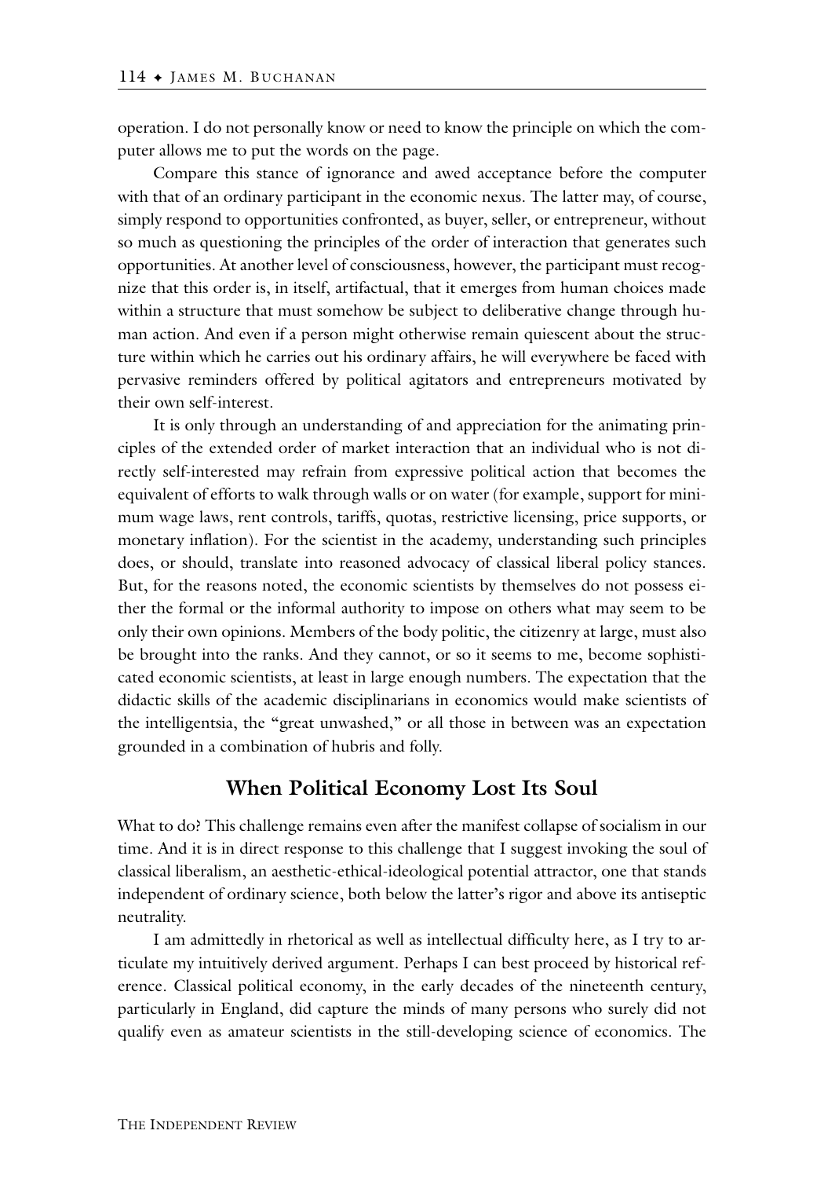operation. I do not personally know or need to know the principle on which the computer allows me to put the words on the page.

Compare this stance of ignorance and awed acceptance before the computer with that of an ordinary participant in the economic nexus. The latter may, of course, simply respond to opportunities confronted, as buyer, seller, or entrepreneur, without so much as questioning the principles of the order of interaction that generates such opportunities. At another level of consciousness, however, the participant must recognize that this order is, in itself, artifactual, that it emerges from human choices made within a structure that must somehow be subject to deliberative change through human action. And even if a person might otherwise remain quiescent about the structure within which he carries out his ordinary affairs, he will everywhere be faced with pervasive reminders offered by political agitators and entrepreneurs motivated by their own self-interest.

It is only through an understanding of and appreciation for the animating principles of the extended order of market interaction that an individual who is not directly self-interested may refrain from expressive political action that becomes the equivalent of efforts to walk through walls or on water (for example, support for minimum wage laws, rent controls, tariffs, quotas, restrictive licensing, price supports, or monetary inflation). For the scientist in the academy, understanding such principles does, or should, translate into reasoned advocacy of classical liberal policy stances. But, for the reasons noted, the economic scientists by themselves do not possess either the formal or the informal authority to impose on others what may seem to be only their own opinions. Members of the body politic, the citizenry at large, must also be brought into the ranks. And they cannot, or so it seems to me, become sophisticated economic scientists, at least in large enough numbers. The expectation that the didactic skills of the academic disciplinarians in economics would make scientists of the intelligentsia, the "great unwashed," or all those in between was an expectation grounded in a combination of hubris and folly.

## When Political Economy Lost Its Soul

What to do? This challenge remains even after the manifest collapse of socialism in our time. And it is in direct response to this challenge that I suggest invoking the soul of classical liberalism, an aesthetic-ethical-ideological potential attractor, one that stands independent of ordinary science, both below the latter's rigor and above its antiseptic neutrality.

I am admittedly in rhetorical as well as intellectual difficulty here, as I try to articulate my intuitively derived argument. Perhaps I can best proceed by historical reference. Classical political economy, in the early decades of the nineteenth century, particularly in England, did capture the minds of many persons who surely did not qualify even as amateur scientists in the still-developing science of economics. The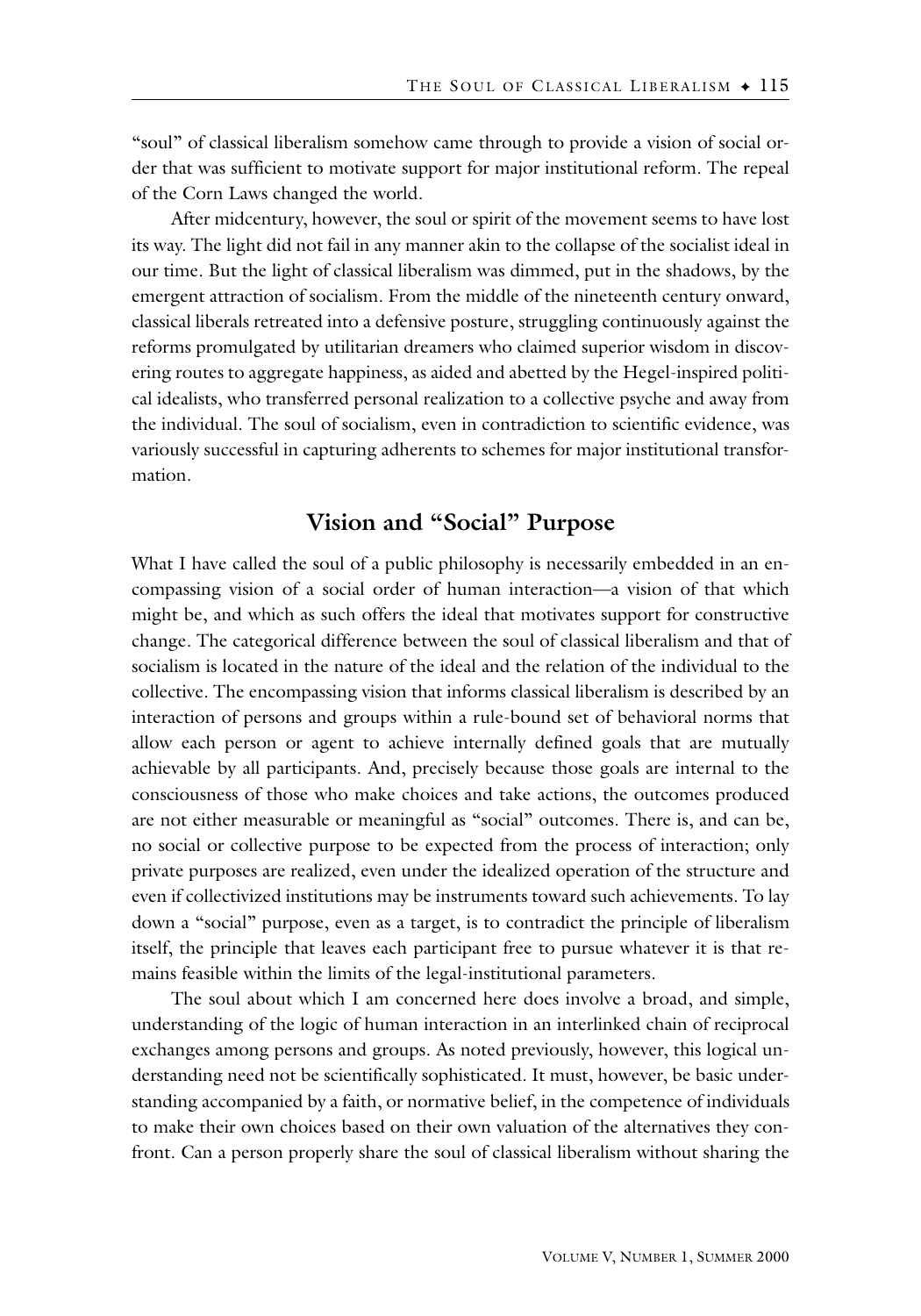"soul" of classical liberalism somehow came through to provide a vision of social order that was sufficient to motivate support for major institutional reform. The repeal of the Corn Laws changed the world.

After midcentury, however, the soul or spirit of the movement seems to have lost its way. The light did not fail in any manner akin to the collapse of the socialist ideal in our time. But the light of classical liberalism was dimmed, put in the shadows, by the emergent attraction of socialism. From the middle of the nineteenth century onward, classical liberals retreated into a defensive posture, struggling continuously against the reforms promulgated by utilitarian dreamers who claimed superior wisdom in discovering routes to aggregate happiness, as aided and abetted by the Hegel-inspired political idealists, who transferred personal realization to a collective psyche and away from the individual. The soul of socialism, even in contradiction to scientific evidence, was variously successful in capturing adherents to schemes for major institutional transformation.

## Vision and "Social" Purpose

What I have called the soul of a public philosophy is necessarily embedded in an encompassing vision of a social order of human interaction—a vision of that which might be, and which as such offers the ideal that motivates support for constructive change. The categorical difference between the soul of classical liberalism and that of socialism is located in the nature of the ideal and the relation of the individual to the collective. The encompassing vision that informs classical liberalism is described by an interaction of persons and groups within a rule-bound set of behavioral norms that allow each person or agent to achieve internally defined goals that are mutually achievable by all participants. And, precisely because those goals are internal to the consciousness of those who make choices and take actions, the outcomes produced are not either measurable or meaningful as "social" outcomes. There is, and can be, no social or collective purpose to be expected from the process of interaction; only private purposes are realized, even under the idealized operation of the structure and even if collectivized institutions may be instruments toward such achievements. To lay down a "social" purpose, even as a target, is to contradict the principle of liberalism itself, the principle that leaves each participant free to pursue whatever it is that remains feasible within the limits of the legal-institutional parameters.

The soul about which I am concerned here does involve a broad, and simple, understanding of the logic of human interaction in an interlinked chain of reciprocal exchanges among persons and groups. As noted previously, however, this logical understanding need not be scientifically sophisticated. It must, however, be basic understanding accompanied by a faith, or normative belief, in the competence of individuals to make their own choices based on their own valuation of the alternatives they confront. Can a person properly share the soul of classical liberalism without sharing the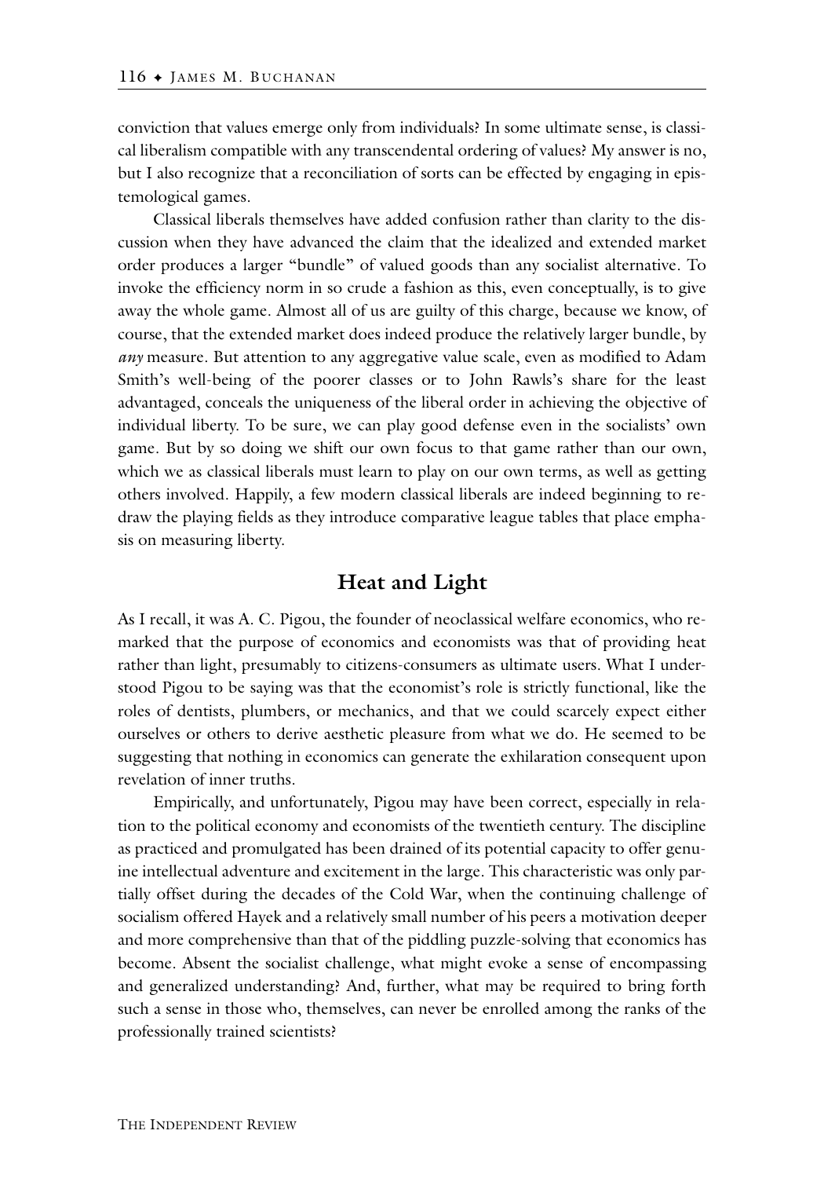conviction that values emerge only from individuals? In some ultimate sense, is classical liberalism compatible with any transcendental ordering of values? My answer is no, but I also recognize that a reconciliation of sorts can be effected by engaging in epistemological games.

Classical liberals themselves have added confusion rather than clarity to the discussion when they have advanced the claim that the idealized and extended market order produces a larger "bundle" of valued goods than any socialist alternative. To invoke the efficiency norm in so crude a fashion as this, even conceptually, is to give away the whole game. Almost all of us are guilty of this charge, because we know, of course, that the extended market does indeed produce the relatively larger bundle, by *any* measure. But attention to any aggregative value scale, even as modified to Adam Smith's well-being of the poorer classes or to John Rawls's share for the least advantaged, conceals the uniqueness of the liberal order in achieving the objective of individual liberty. To be sure, we can play good defense even in the socialists' own game. But by so doing we shift our own focus to that game rather than our own, which we as classical liberals must learn to play on our own terms, as well as getting others involved. Happily, a few modern classical liberals are indeed beginning to redraw the playing fields as they introduce comparative league tables that place emphasis on measuring liberty.

## Heat and Light

As I recall, it was A. C. Pigou, the founder of neoclassical welfare economics, who remarked that the purpose of economics and economists was that of providing heat rather than light, presumably to citizens-consumers as ultimate users. What I understood Pigou to be saying was that the economist's role is strictly functional, like the roles of dentists, plumbers, or mechanics, and that we could scarcely expect either ourselves or others to derive aesthetic pleasure from what we do. He seemed to be suggesting that nothing in economics can generate the exhilaration consequent upon revelation of inner truths.

Empirically, and unfortunately, Pigou may have been correct, especially in relation to the political economy and economists of the twentieth century. The discipline as practiced and promulgated has been drained of its potential capacity to offer genuine intellectual adventure and excitement in the large. This characteristic was only partially offset during the decades of the Cold War, when the continuing challenge of socialism offered Hayek and a relatively small number of his peers a motivation deeper and more comprehensive than that of the piddling puzzle-solving that economics has become. Absent the socialist challenge, what might evoke a sense of encompassing and generalized understanding? And, further, what may be required to bring forth such a sense in those who, themselves, can never be enrolled among the ranks of the professionally trained scientists?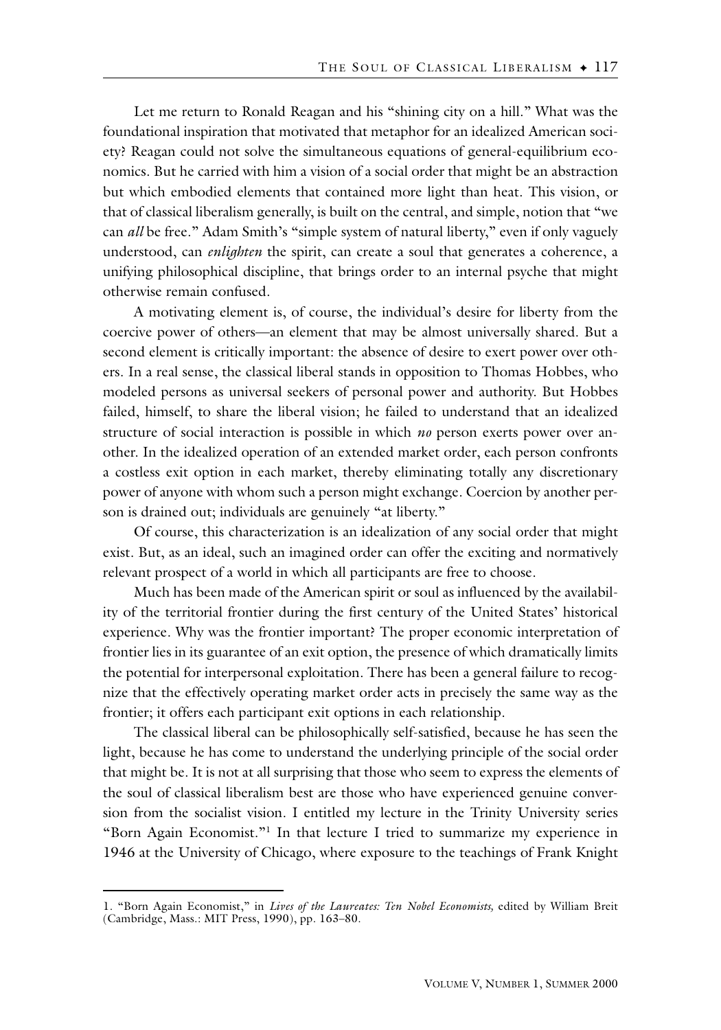Let me return to Ronald Reagan and his "shining city on a hill." What was the foundational inspiration that motivated that metaphor for an idealized American society? Reagan could not solve the simultaneous equations of general-equilibrium economics. But he carried with him a vision of a social order that might be an abstraction but which embodied elements that contained more light than heat. This vision, or that of classical liberalism generally, is built on the central, and simple, notion that "we can *all* be free." Adam Smith's "simple system of natural liberty," even if only vaguely understood, can *enlighten* the spirit, can create a soul that generates a coherence, a unifying philosophical discipline, that brings order to an internal psyche that might otherwise remain confused.

A motivating element is, of course, the individual's desire for liberty from the coercive power of others—an element that may be almost universally shared. But a second element is critically important: the absence of desire to exert power over others. In a real sense, the classical liberal stands in opposition to Thomas Hobbes, who modeled persons as universal seekers of personal power and authority. But Hobbes failed, himself, to share the liberal vision; he failed to understand that an idealized structure of social interaction is possible in which *no* person exerts power over another. In the idealized operation of an extended market order, each person confronts a costless exit option in each market, thereby eliminating totally any discretionary power of anyone with whom such a person might exchange. Coercion by another person is drained out; individuals are genuinely "at liberty."

Of course, this characterization is an idealization of any social order that might exist. But, as an ideal, such an imagined order can offer the exciting and normatively relevant prospect of a world in which all participants are free to choose.

Much has been made of the American spirit or soul as influenced by the availability of the territorial frontier during the first century of the United States' historical experience. Why was the frontier important? The proper economic interpretation of frontier lies in its guarantee of an exit option, the presence of which dramatically limits the potential for interpersonal exploitation. There has been a general failure to recognize that the effectively operating market order acts in precisely the same way as the frontier; it offers each participant exit options in each relationship.

The classical liberal can be philosophically self-satisfied, because he has seen the light, because he has come to understand the underlying principle of the social order that might be. It is not at all surprising that those who seem to express the elements of the soul of classical liberalism best are those who have experienced genuine conversion from the socialist vision. I entitled my lecture in the Trinity University series "Born Again Economist."[1] In that lecture I tried to summarize my experience in 1946 at the University of Chicago, where exposure to the teachings of Frank Knight

---

1. "Born Again Economist," in *Lives of the Laureates: Ten Nobel Economists,* edited by William Breit (Cambridge, Mass.: MIT Press, 1990), pp. 163–80.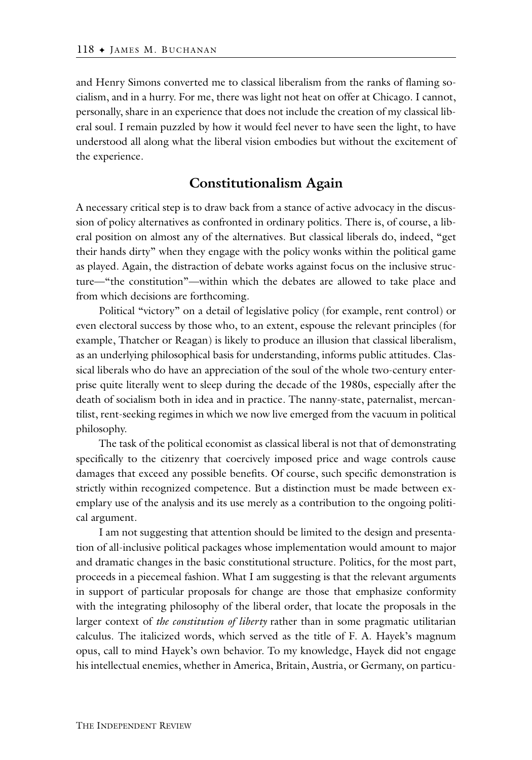and Henry Simons converted me to classical liberalism from the ranks of flaming socialism, and in a hurry. For me, there was light not heat on offer at Chicago. I cannot, personally, share in an experience that does not include the creation of my classical liberal soul. I remain puzzled by how it would feel never to have seen the light, to have understood all along what the liberal vision embodies but without the excitement of the experience.

## Constitutionalism Again

A necessary critical step is to draw back from a stance of active advocacy in the discussion of policy alternatives as confronted in ordinary politics. There is, of course, a liberal position on almost any of the alternatives. But classical liberals do, indeed, "get their hands dirty" when they engage with the policy wonks within the political game as played. Again, the distraction of debate works against focus on the inclusive structure—"the constitution"—within which the debates are allowed to take place and from which decisions are forthcoming.

Political "victory" on a detail of legislative policy (for example, rent control) or even electoral success by those who, to an extent, espouse the relevant principles (for example, Thatcher or Reagan) is likely to produce an illusion that classical liberalism, as an underlying philosophical basis for understanding, informs public attitudes. Classical liberals who do have an appreciation of the soul of the whole two-century enterprise quite literally went to sleep during the decade of the 1980s, especially after the death of socialism both in idea and in practice. The nanny-state, paternalist, mercantilist, rent-seeking regimes in which we now live emerged from the vacuum in political philosophy.

The task of the political economist as classical liberal is not that of demonstrating specifically to the citizenry that coercively imposed price and wage controls cause damages that exceed any possible benefits. Of course, such specific demonstration is strictly within recognized competence. But a distinction must be made between exemplary use of the analysis and its use merely as a contribution to the ongoing political argument.

I am not suggesting that attention should be limited to the design and presentation of all-inclusive political packages whose implementation would amount to major and dramatic changes in the basic constitutional structure. Politics, for the most part, proceeds in a piecemeal fashion. What I am suggesting is that the relevant arguments in support of particular proposals for change are those that emphasize conformity with the integrating philosophy of the liberal order, that locate the proposals in the larger context of *the constitution of liberty* rather than in some pragmatic utilitarian calculus. The italicized words, which served as the title of F. A. Hayek's magnum opus, call to mind Hayek's own behavior. To my knowledge, Hayek did not engage his intellectual enemies, whether in America, Britain, Austria, or Germany, on particu-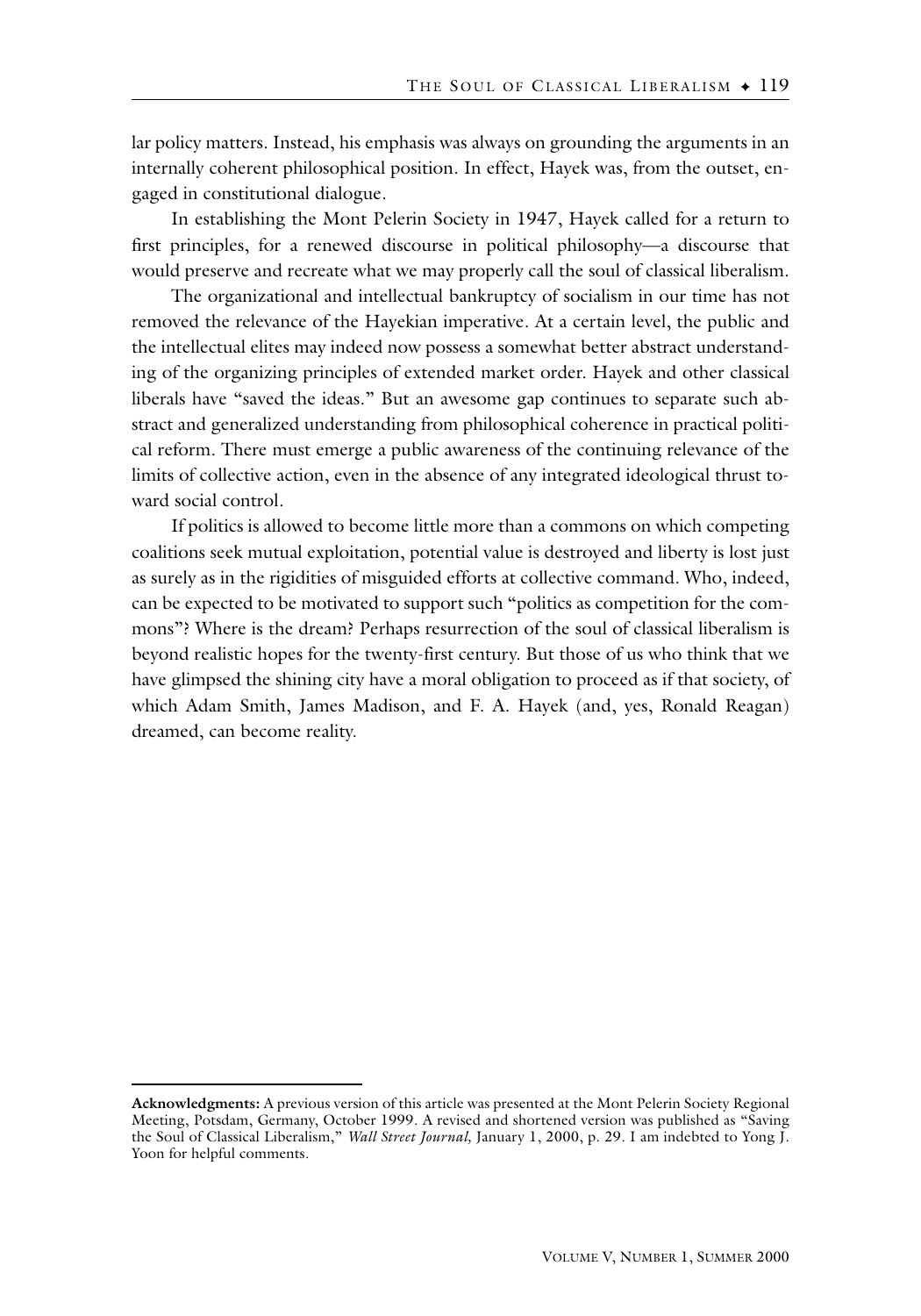lar policy matters. Instead, his emphasis was always on grounding the arguments in an internally coherent philosophical position. In effect, Hayek was, from the outset, engaged in constitutional dialogue.

In establishing the Mont Pelerin Society in 1947, Hayek called for a return to first principles, for a renewed discourse in political philosophy—a discourse that would preserve and recreate what we may properly call the soul of classical liberalism.

The organizational and intellectual bankruptcy of socialism in our time has not removed the relevance of the Hayekian imperative. At a certain level, the public and the intellectual elites may indeed now possess a somewhat better abstract understanding of the organizing principles of extended market order. Hayek and other classical liberals have "saved the ideas." But an awesome gap continues to separate such abstract and generalized understanding from philosophical coherence in practical political reform. There must emerge a public awareness of the continuing relevance of the limits of collective action, even in the absence of any integrated ideological thrust toward social control.

If politics is allowed to become little more than a commons on which competing coalitions seek mutual exploitation, potential value is destroyed and liberty is lost just as surely as in the rigidities of misguided efforts at collective command. Who, indeed, can be expected to be motivated to support such "politics as competition for the commons"? Where is the dream? Perhaps resurrection of the soul of classical liberalism is beyond realistic hopes for the twenty-first century. But those of us who think that we have glimpsed the shining city have a moral obligation to proceed as if that society, of which Adam Smith, James Madison, and F. A. Hayek (and, yes, Ronald Reagan) dreamed, can become reality.

---

**Acknowledgments:** A previous version of this article was presented at the Mont Pelerin Society Regional Meeting, Potsdam, Germany, October 1999. A revised and shortened version was published as "Saving the Soul of Classical Liberalism," *Wall Street Journal,* January 1, 2000, p. 29. I am indebted to Yong J. Yoon for helpful comments.